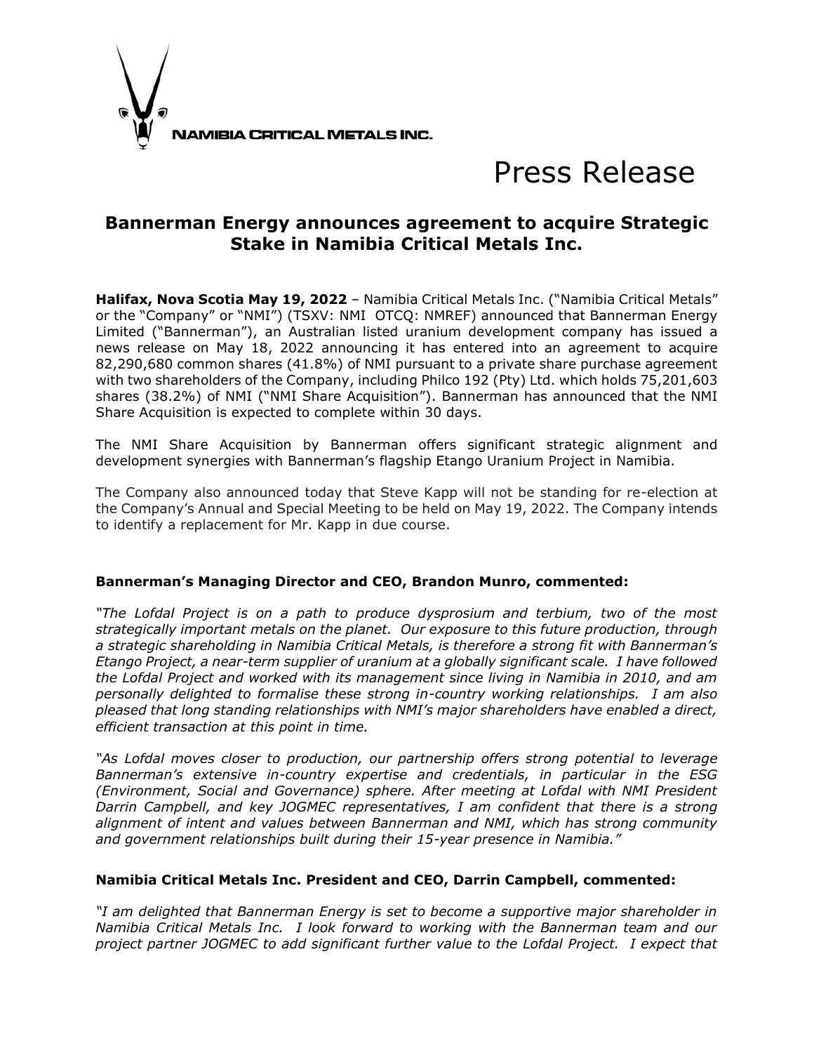NAMIBIA CRITICAL METALS INC.

Press Release

## Bannerman Energy announces agreement to acquire Strategic Stake in Namibia Critical Metals Inc.

**Halifax, Nova Scotia May 19, 2022** – Namibia Critical Metals Inc. ("Namibia Critical Metals" or the "Company" or "NMI") (TSXV: NMI OTCQ: NMREF) announced that Bannerman Energy Limited ("Bannerman"), an Australian listed uranium development company has issued a news release on May 18, 2022 announcing it has entered into an agreement to acquire 82,290,680 common shares (41.8%) of NMI pursuant to a private share purchase agreement with two shareholders of the Company, including Philco 192 (Pty) Ltd. which holds 75,201,603 shares (38.2%) of NMI ("NMI Share Acquisition"). Bannerman has announced that the NMI Share Acquisition is expected to complete within 30 days.

The NMI Share Acquisition by Bannerman offers significant strategic alignment and development synergies with Bannerman's flagship Etango Uranium Project in Namibia.

The Company also announced today that Steve Kapp will not be standing for re-election at the Company's Annual and Special Meeting to be held on May 19, 2022. The Company intends to identify a replacement for Mr. Kapp in due course.

**Bannerman's Managing Director and CEO, Brandon Munro, commented:**

*"The Lofdal Project is on a path to produce dysprosium and terbium, two of the most strategically important metals on the planet. Our exposure to this future production, through a strategic shareholding in Namibia Critical Metals, is therefore a strong fit with Bannerman's Etango Project, a near-term supplier of uranium at a globally significant scale. I have followed the Lofdal Project and worked with its management since living in Namibia in 2010, and am personally delighted to formalise these strong in-country working relationships. I am also pleased that long standing relationships with NMI's major shareholders have enabled a direct, efficient transaction at this point in time.*

*"As Lofdal moves closer to production, our partnership offers strong potential to leverage Bannerman's extensive in-country expertise and credentials, in particular in the ESG (Environment, Social and Governance) sphere. After meeting at Lofdal with NMI President Darrin Campbell, and key JOGMEC representatives, I am confident that there is a strong alignment of intent and values between Bannerman and NMI, which has strong community and government relationships built during their 15-year presence in Namibia."*

**Namibia Critical Metals Inc. President and CEO, Darrin Campbell, commented:**

*"I am delighted that Bannerman Energy is set to become a supportive major shareholder in Namibia Critical Metals Inc. I look forward to working with the Bannerman team and our project partner JOGMEC to add significant further value to the Lofdal Project. I expect that*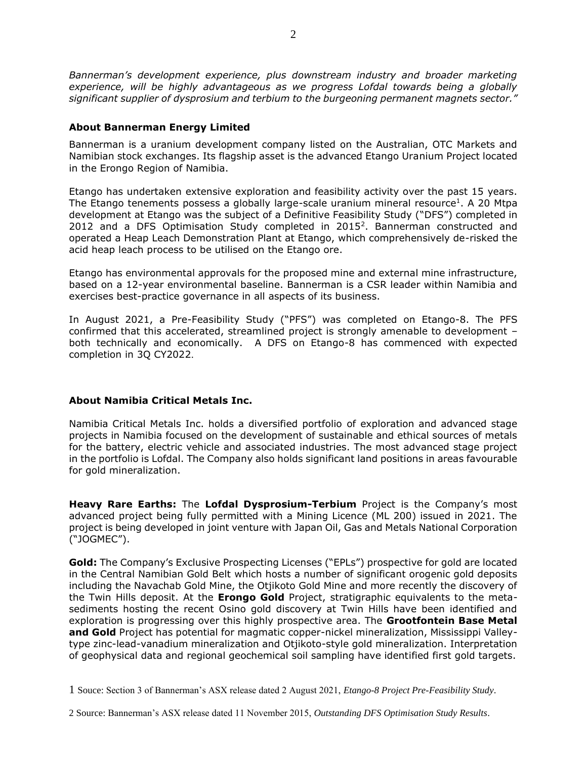*Bannerman's development experience, plus downstream industry and broader marketing experience, will be highly advantageous as we progress Lofdal towards being a globally significant supplier of dysprosium and terbium to the burgeoning permanent magnets sector."*

**About Bannerman Energy Limited**

Bannerman is a uranium development company listed on the Australian, OTC Markets and Namibian stock exchanges. Its flagship asset is the advanced Etango Uranium Project located in the Erongo Region of Namibia.

Etango has undertaken extensive exploration and feasibility activity over the past 15 years. The Etango tenements possess a globally large-scale uranium mineral resource[1]. A 20 Mtpa development at Etango was the subject of a Definitive Feasibility Study ("DFS") completed in 2012 and a DFS Optimisation Study completed in 2015[2]. Bannerman constructed and operated a Heap Leach Demonstration Plant at Etango, which comprehensively de-risked the acid heap leach process to be utilised on the Etango ore.

Etango has environmental approvals for the proposed mine and external mine infrastructure, based on a 12-year environmental baseline. Bannerman is a CSR leader within Namibia and exercises best-practice governance in all aspects of its business.

In August 2021, a Pre-Feasibility Study ("PFS") was completed on Etango-8. The PFS confirmed that this accelerated, streamlined project is strongly amenable to development – both technically and economically. A DFS on Etango-8 has commenced with expected completion in 3Q CY2022.

**About Namibia Critical Metals Inc.**

Namibia Critical Metals Inc. holds a diversified portfolio of exploration and advanced stage projects in Namibia focused on the development of sustainable and ethical sources of metals for the battery, electric vehicle and associated industries. The most advanced stage project in the portfolio is Lofdal. The Company also holds significant land positions in areas favourable for gold mineralization.

**Heavy Rare Earths:** The **Lofdal Dysprosium-Terbium** Project is the Company's most advanced project being fully permitted with a Mining Licence (ML 200) issued in 2021. The project is being developed in joint venture with Japan Oil, Gas and Metals National Corporation ("JOGMEC").

**Gold:** The Company's Exclusive Prospecting Licenses ("EPLs") prospective for gold are located in the Central Namibian Gold Belt which hosts a number of significant orogenic gold deposits including the Navachab Gold Mine, the Otjikoto Gold Mine and more recently the discovery of the Twin Hills deposit. At the **Erongo Gold** Project, stratigraphic equivalents to the meta-sediments hosting the recent Osino gold discovery at Twin Hills have been identified and exploration is progressing over this highly prospective area. The **Grootfontein Base Metal and Gold** Project has potential for magmatic copper-nickel mineralization, Mississippi Valley-type zinc-lead-vanadium mineralization and Otjikoto-style gold mineralization. Interpretation of geophysical data and regional geochemical soil sampling have identified first gold targets.

1 Souce: Section 3 of Bannerman's ASX release dated 2 August 2021, *Etango-8 Project Pre-Feasibility Study*.

2 Source: Bannerman's ASX release dated 11 November 2015, *Outstanding DFS Optimisation Study Results*.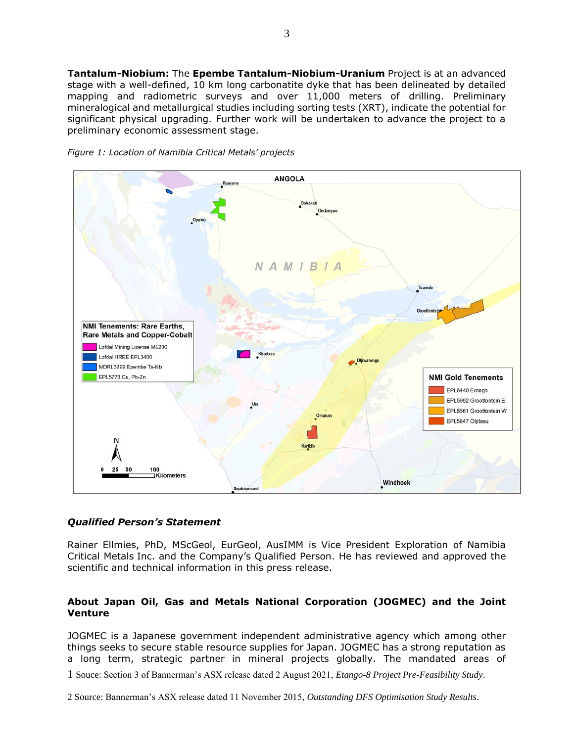**Tantalum-Niobium:** The **Epembe Tantalum-Niobium-Uranium** Project is at an advanced stage with a well-defined, 10 km long carbonatite dyke that has been delineated by detailed mapping and radiometric surveys and over 11,000 meters of drilling. Preliminary mineralogical and metallurgical studies including sorting tests (XRT), indicate the potential for significant physical upgrading. Further work will be undertaken to advance the project to a preliminary economic assessment stage.

*Figure 1: Location of Namibia Critical Metals' projects*

### *Qualified Person's Statement*

Rainer Ellmies, PhD, MScGeol, EurGeol, AusIMM is Vice President Exploration of Namibia Critical Metals Inc. and the Company's Qualified Person. He has reviewed and approved the scientific and technical information in this press release.

### About Japan Oil, Gas and Metals National Corporation (JOGMEC) and the Joint Venture

JOGMEC is a Japanese government independent administrative agency which among other things seeks to secure stable resource supplies for Japan. JOGMEC has a strong reputation as a long term, strategic partner in mineral projects globally. The mandated areas of

1 Souce: Section 3 of Bannerman's ASX release dated 2 August 2021, *Etango-8 Project Pre-Feasibility Study*.

2 Source: Bannerman's ASX release dated 11 November 2015, *Outstanding DFS Optimisation Study Results*.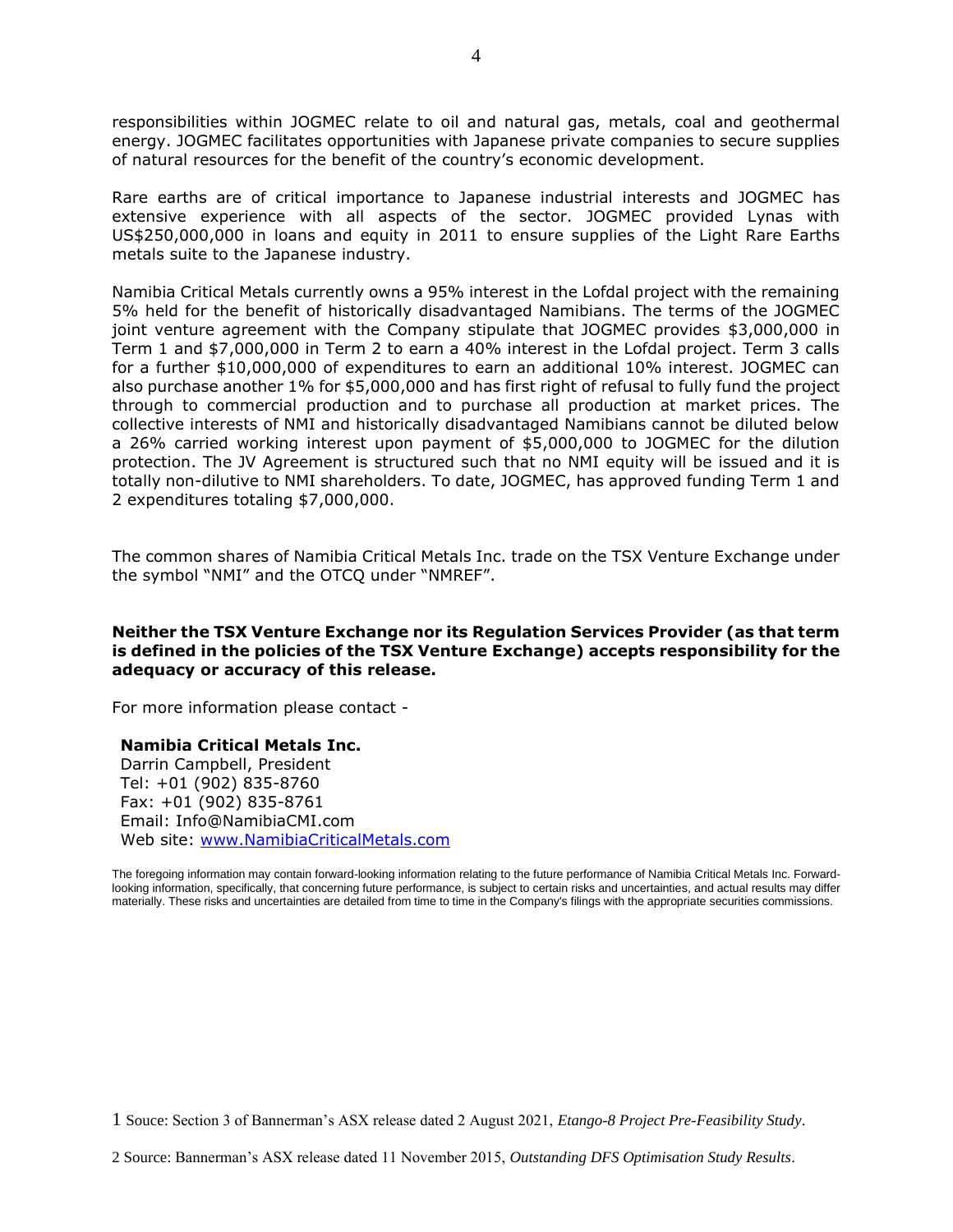responsibilities within JOGMEC relate to oil and natural gas, metals, coal and geothermal energy. JOGMEC facilitates opportunities with Japanese private companies to secure supplies of natural resources for the benefit of the country's economic development.

Rare earths are of critical importance to Japanese industrial interests and JOGMEC has extensive experience with all aspects of the sector. JOGMEC provided Lynas with US$250,000,000 in loans and equity in 2011 to ensure supplies of the Light Rare Earths metals suite to the Japanese industry.

Namibia Critical Metals currently owns a 95% interest in the Lofdal project with the remaining 5% held for the benefit of historically disadvantaged Namibians. The terms of the JOGMEC joint venture agreement with the Company stipulate that JOGMEC provides $3,000,000 in Term 1 and $7,000,000 in Term 2 to earn a 40% interest in the Lofdal project. Term 3 calls for a further $10,000,000 of expenditures to earn an additional 10% interest. JOGMEC can also purchase another 1% for $5,000,000 and has first right of refusal to fully fund the project through to commercial production and to purchase all production at market prices. The collective interests of NMI and historically disadvantaged Namibians cannot be diluted below a 26% carried working interest upon payment of $5,000,000 to JOGMEC for the dilution protection. The JV Agreement is structured such that no NMI equity will be issued and it is totally non-dilutive to NMI shareholders. To date, JOGMEC, has approved funding Term 1 and 2 expenditures totaling $7,000,000.

The common shares of Namibia Critical Metals Inc. trade on the TSX Venture Exchange under the symbol "NMI" and the OTCQ under "NMREF".

**Neither the TSX Venture Exchange nor its Regulation Services Provider (as that term is defined in the policies of the TSX Venture Exchange) accepts responsibility for the adequacy or accuracy of this release.**

For more information please contact -

**Namibia Critical Metals Inc.**
Darrin Campbell, President
Tel: +01 (902) 835-8760
Fax: +01 (902) 835-8761
Email: Info@NamibiaCMI.com
Web site: www.NamibiaCriticalMetals.com

The foregoing information may contain forward-looking information relating to the future performance of Namibia Critical Metals Inc. Forward-looking information, specifically, that concerning future performance, is subject to certain risks and uncertainties, and actual results may differ materially. These risks and uncertainties are detailed from time to time in the Company's filings with the appropriate securities commissions.

1 Souce: Section 3 of Bannerman's ASX release dated 2 August 2021, *Etango-8 Project Pre-Feasibility Study*.

2 Source: Bannerman's ASX release dated 11 November 2015, *Outstanding DFS Optimisation Study Results*.